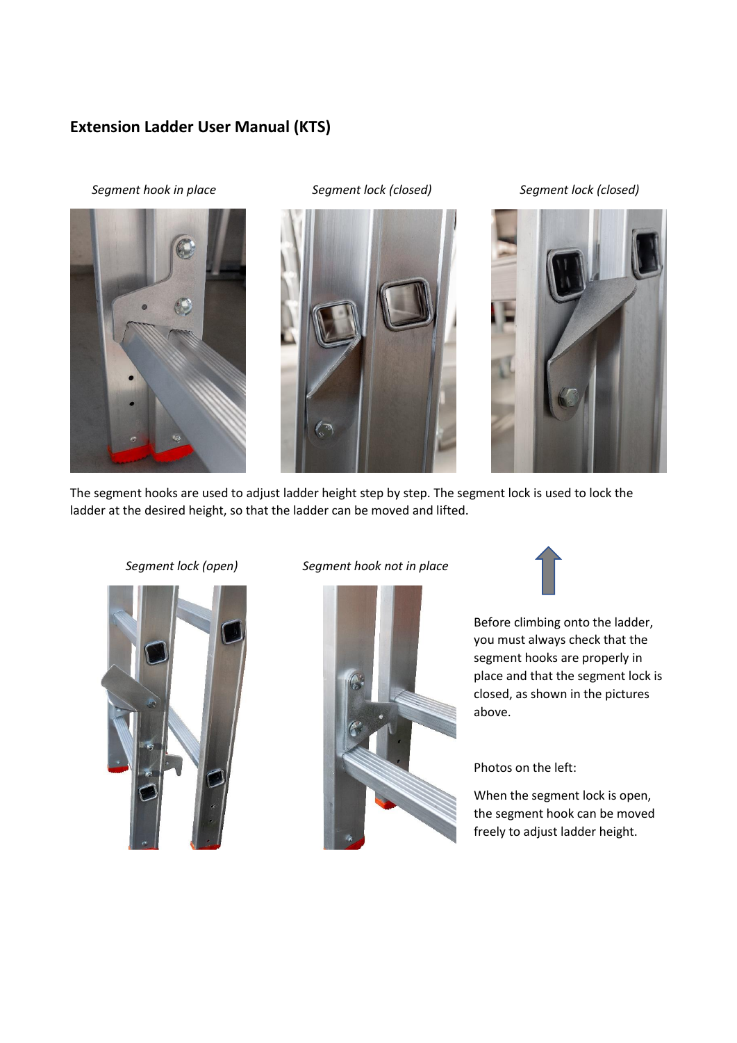## Extension Ladder User Manual (KTS)

*Segment hook in place*

*Segment lock (closed)*

*Segment lock (closed)*

The segment hooks are used to adjust ladder height step by step. The segment lock is used to lock the ladder at the desired height, so that the ladder can be moved and lifted.

*Segment lock (open)*

*Segment hook not in place*

Before climbing onto the ladder, you must always check that the segment hooks are properly in place and that the segment lock is closed, as shown in the pictures above.

Photos on the left:

When the segment lock is open, the segment hook can be moved freely to adjust ladder height.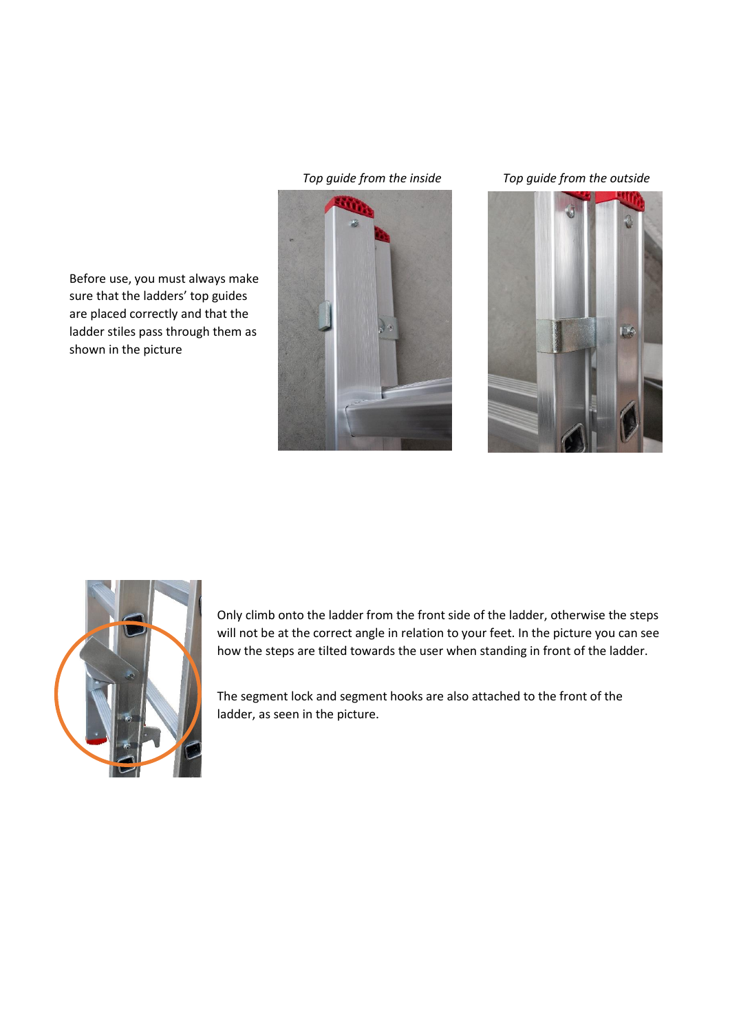*Top guide from the inside*

*Top guide from the outside*

Before use, you must always make sure that the ladders' top guides are placed correctly and that the ladder stiles pass through them as shown in the picture

Only climb onto the ladder from the front side of the ladder, otherwise the steps will not be at the correct angle in relation to your feet. In the picture you can see how the steps are tilted towards the user when standing in front of the ladder.

The segment lock and segment hooks are also attached to the front of the ladder, as seen in the picture.